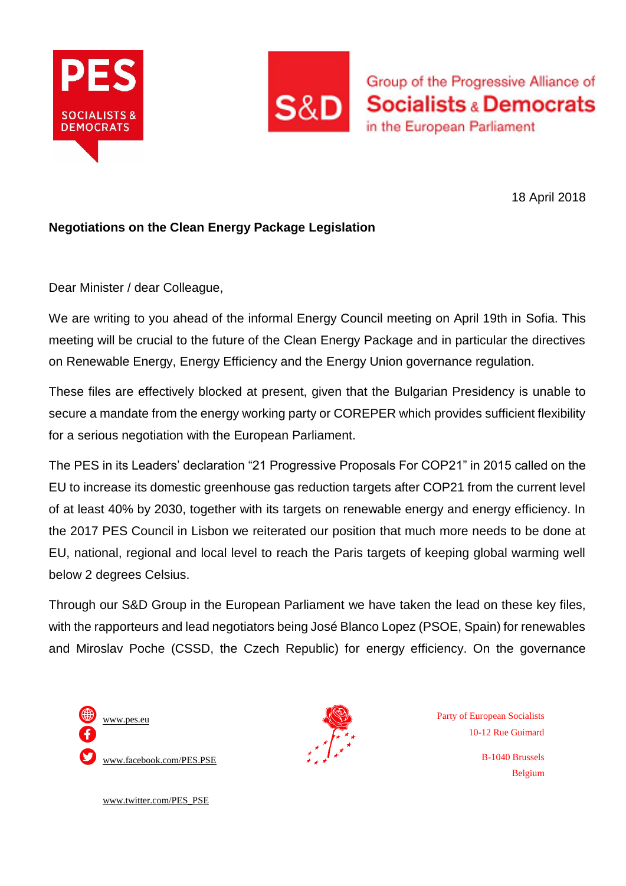18 April 2018

**Negotiations on the Clean Energy Package Legislation**

Dear Minister / dear Colleague,

We are writing to you ahead of the informal Energy Council meeting on April 19th in Sofia. This meeting will be crucial to the future of the Clean Energy Package and in particular the directives on Renewable Energy, Energy Efficiency and the Energy Union governance regulation.

These files are effectively blocked at present, given that the Bulgarian Presidency is unable to secure a mandate from the energy working party or COREPER which provides sufficient flexibility for a serious negotiation with the European Parliament.

The PES in its Leaders' declaration "21 Progressive Proposals For COP21" in 2015 called on the EU to increase its domestic greenhouse gas reduction targets after COP21 from the current level of at least 40% by 2030, together with its targets on renewable energy and energy efficiency. In the 2017 PES Council in Lisbon we reiterated our position that much more needs to be done at EU, national, regional and local level to reach the Paris targets of keeping global warming well below 2 degrees Celsius.

Through our S&D Group in the European Parliament we have taken the lead on these key files, with the rapporteurs and lead negotiators being José Blanco Lopez (PSOE, Spain) for renewables and Miroslav Poche (CSSD, the Czech Republic) for energy efficiency. On the governance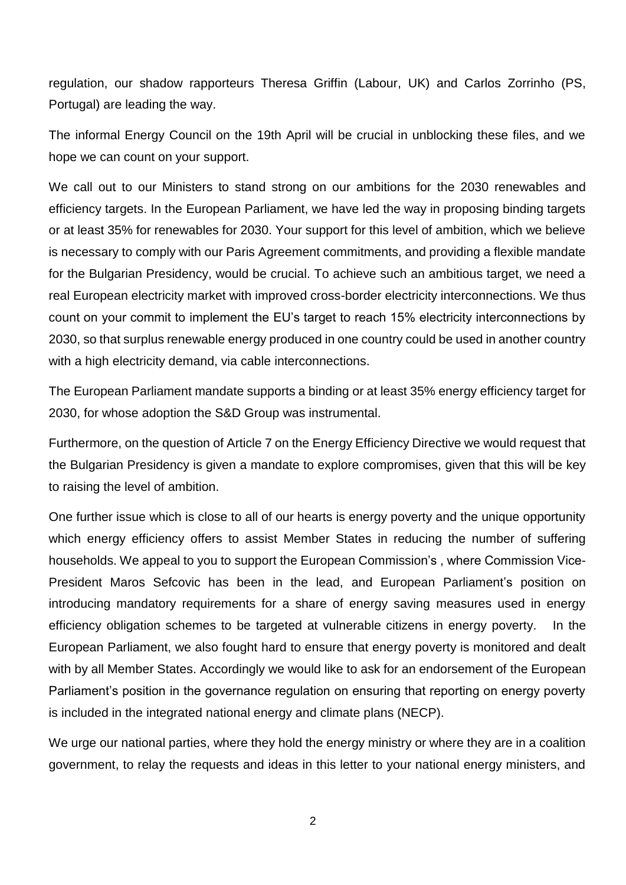regulation, our shadow rapporteurs Theresa Griffin (Labour, UK) and Carlos Zorrinho (PS, Portugal) are leading the way.

The informal Energy Council on the 19th April will be crucial in unblocking these files, and we hope we can count on your support.

We call out to our Ministers to stand strong on our ambitions for the 2030 renewables and efficiency targets. In the European Parliament, we have led the way in proposing binding targets or at least 35% for renewables for 2030. Your support for this level of ambition, which we believe is necessary to comply with our Paris Agreement commitments, and providing a flexible mandate for the Bulgarian Presidency, would be crucial. To achieve such an ambitious target, we need a real European electricity market with improved cross-border electricity interconnections. We thus count on your commit to implement the EU's target to reach 15% electricity interconnections by 2030, so that surplus renewable energy produced in one country could be used in another country with a high electricity demand, via cable interconnections.

The European Parliament mandate supports a binding or at least 35% energy efficiency target for 2030, for whose adoption the S&D Group was instrumental.

Furthermore, on the question of Article 7 on the Energy Efficiency Directive we would request that the Bulgarian Presidency is given a mandate to explore compromises, given that this will be key to raising the level of ambition.

One further issue which is close to all of our hearts is energy poverty and the unique opportunity which energy efficiency offers to assist Member States in reducing the number of suffering households. We appeal to you to support the European Commission's , where Commission Vice-President Maros Sefcovic has been in the lead, and European Parliament's position on introducing mandatory requirements for a share of energy saving measures used in energy efficiency obligation schemes to be targeted at vulnerable citizens in energy poverty. In the European Parliament, we also fought hard to ensure that energy poverty is monitored and dealt with by all Member States. Accordingly we would like to ask for an endorsement of the European Parliament's position in the governance regulation on ensuring that reporting on energy poverty is included in the integrated national energy and climate plans (NECP).

We urge our national parties, where they hold the energy ministry or where they are in a coalition government, to relay the requests and ideas in this letter to your national energy ministers, and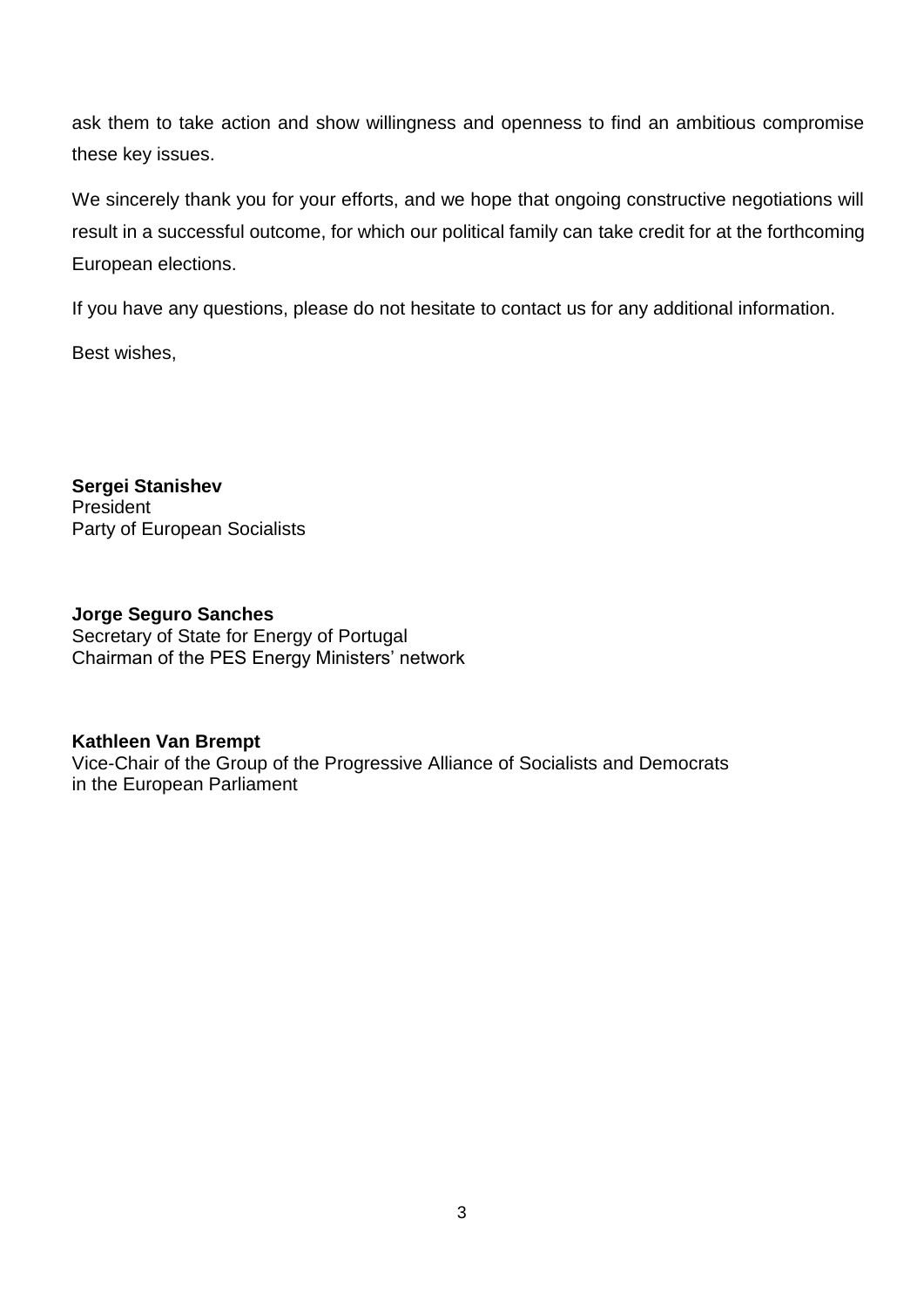ask them to take action and show willingness and openness to find an ambitious compromise these key issues.

We sincerely thank you for your efforts, and we hope that ongoing constructive negotiations will result in a successful outcome, for which our political family can take credit for at the forthcoming European elections.

If you have any questions, please do not hesitate to contact us for any additional information.

Best wishes,

**Sergei Stanishev**
President
Party of European Socialists

**Jorge Seguro Sanches**
Secretary of State for Energy of Portugal
Chairman of the PES Energy Ministers' network

**Kathleen Van Brempt**
Vice-Chair of the Group of the Progressive Alliance of Socialists and Democrats in the European Parliament